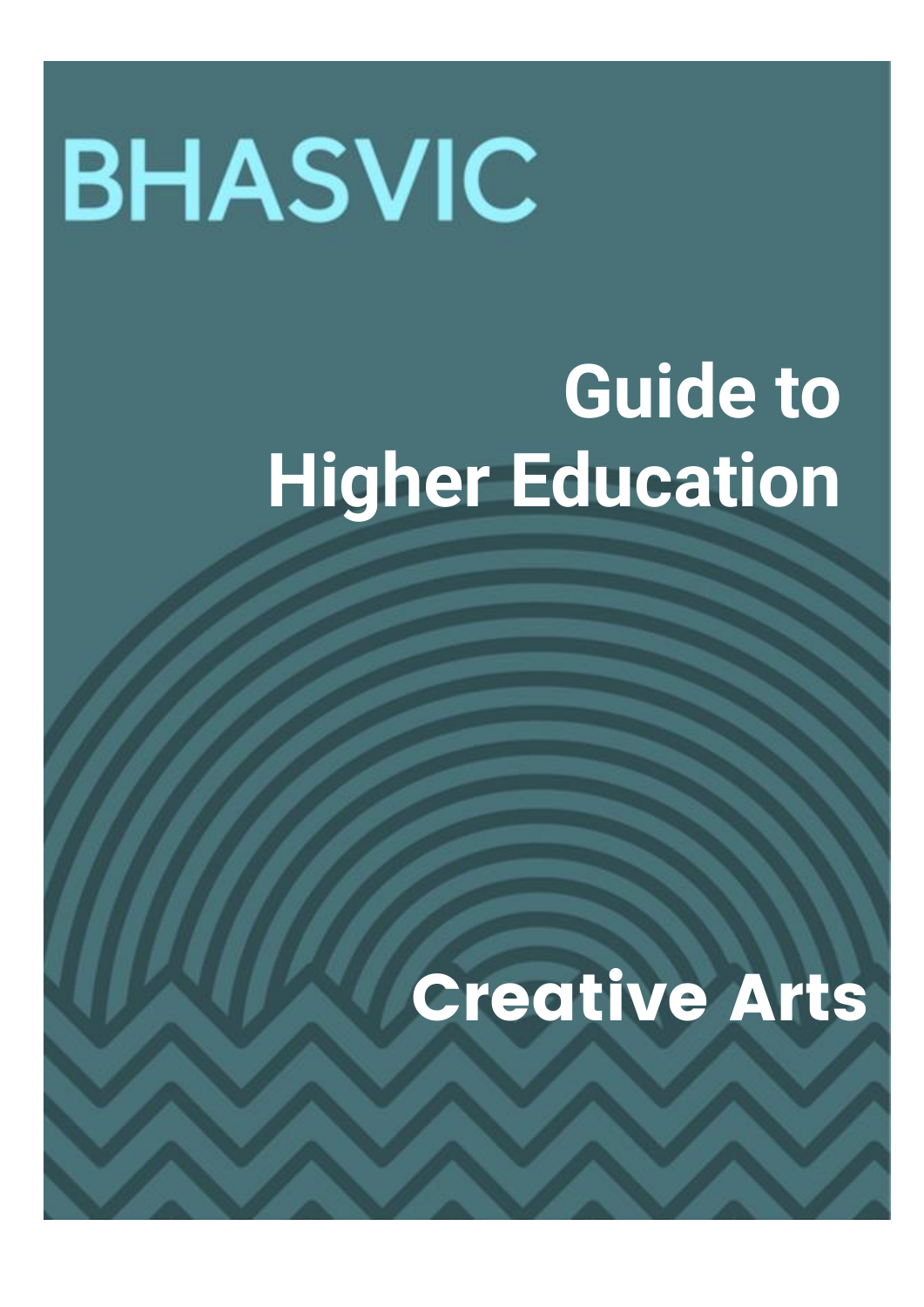# BHASVIC

## Guide to Higher Education

## Creative Arts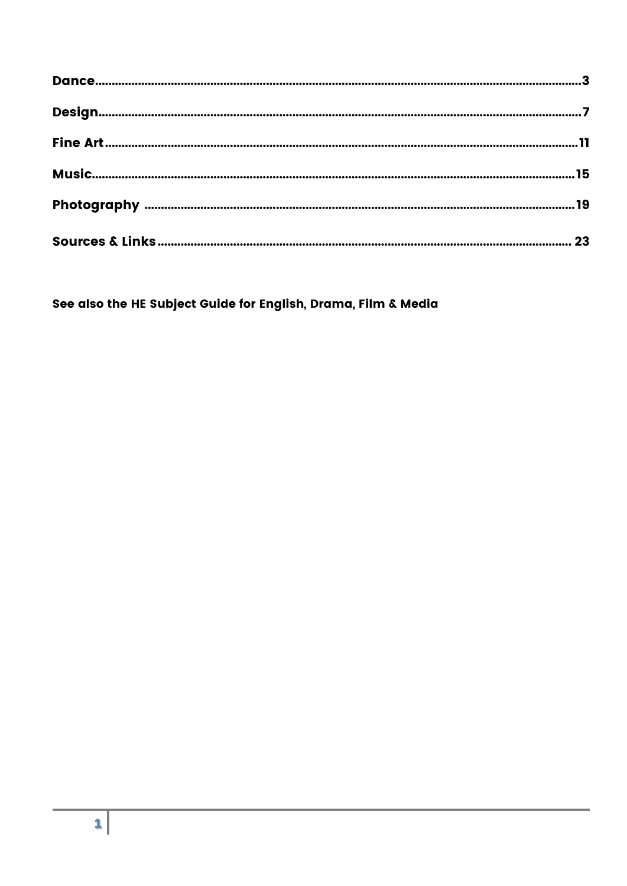Dance....................................................................................................................................3

Design....................................................................................................................................7

Fine Art..................................................................................................................................11

Music......................................................................................................................................15

Photography ........................................................................................................................19

Sources & Links ...................................................................................................................23

**See also the HE Subject Guide for English, Drama, Film & Media**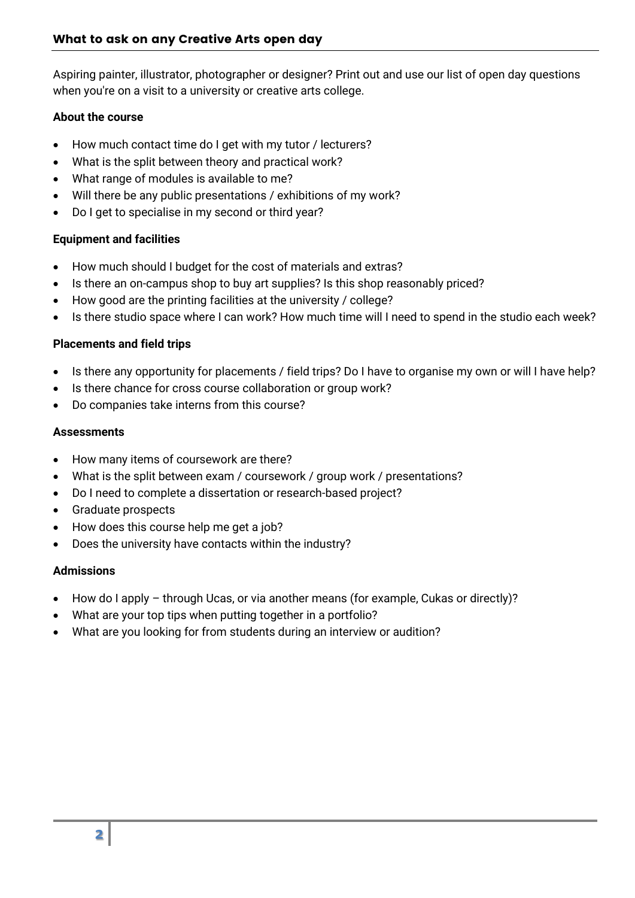## What to ask on any Creative Arts open day

Aspiring painter, illustrator, photographer or designer? Print out and use our list of open day questions when you're on a visit to a university or creative arts college.

**About the course**

- How much contact time do I get with my tutor / lecturers?
- What is the split between theory and practical work?
- What range of modules is available to me?
- Will there be any public presentations / exhibitions of my work?
- Do I get to specialise in my second or third year?

**Equipment and facilities**

- How much should I budget for the cost of materials and extras?
- Is there an on-campus shop to buy art supplies? Is this shop reasonably priced?
- How good are the printing facilities at the university / college?
- Is there studio space where I can work? How much time will I need to spend in the studio each week?

**Placements and field trips**

- Is there any opportunity for placements / field trips? Do I have to organise my own or will I have help?
- Is there chance for cross course collaboration or group work?
- Do companies take interns from this course?

**Assessments**

- How many items of coursework are there?
- What is the split between exam / coursework / group work / presentations?
- Do I need to complete a dissertation or research-based project?
- Graduate prospects
- How does this course help me get a job?
- Does the university have contacts within the industry?

**Admissions**

- How do I apply – through Ucas, or via another means (for example, Cukas or directly)?
- What are your top tips when putting together in a portfolio?
- What are you looking for from students during an interview or audition?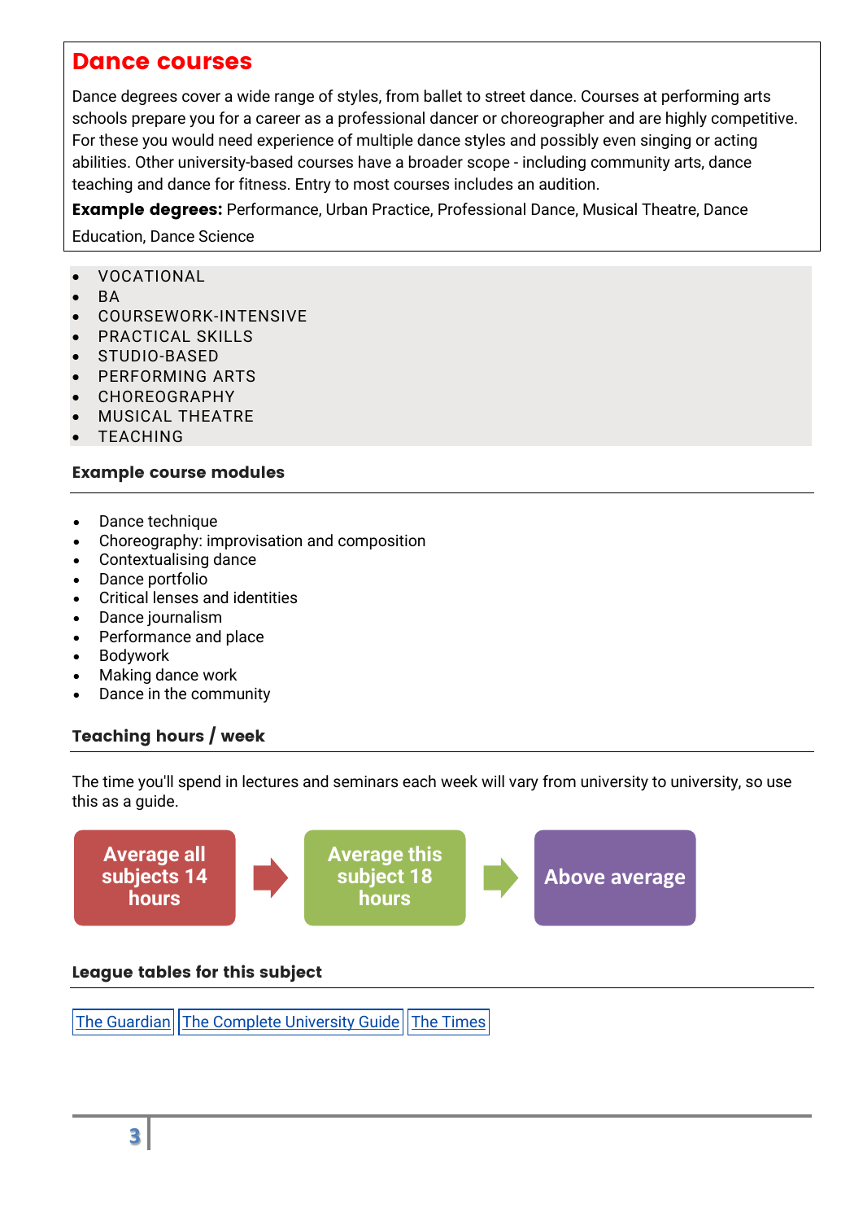## Dance courses

Dance degrees cover a wide range of styles, from ballet to street dance. Courses at performing arts schools prepare you for a career as a professional dancer or choreographer and are highly competitive. For these you would need experience of multiple dance styles and possibly even singing or acting abilities. Other university-based courses have a broader scope - including community arts, dance teaching and dance for fitness. Entry to most courses includes an audition.

**Example degrees:** Performance, Urban Practice, Professional Dance, Musical Theatre, Dance Education, Dance Science

- VOCATIONAL
- BA
- COURSEWORK-INTENSIVE
- PRACTICAL SKILLS
- STUDIO-BASED
- PERFORMING ARTS
- CHOREOGRAPHY
- MUSICAL THEATRE
- TEACHING

### Example course modules

- Dance technique
- Choreography: improvisation and composition
- Contextualising dance
- Dance portfolio
- Critical lenses and identities
- Dance journalism
- Performance and place
- Bodywork
- Making dance work
- Dance in the community

### Teaching hours / week

The time you'll spend in lectures and seminars each week will vary from university to university, so use this as a guide.

Average all subjects 14 hours

Average this subject 18 hours

Above average

### League tables for this subject

The Guardian | The Complete University Guide | The Times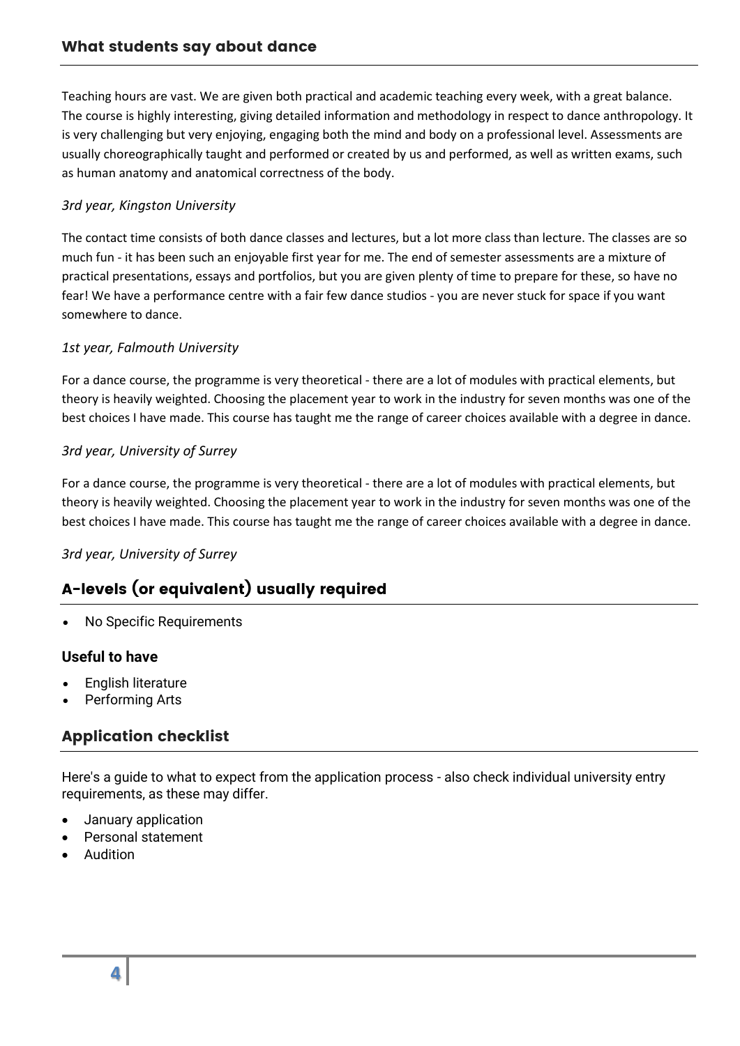## What students say about dance

Teaching hours are vast. We are given both practical and academic teaching every week, with a great balance. The course is highly interesting, giving detailed information and methodology in respect to dance anthropology. It is very challenging but very enjoying, engaging both the mind and body on a professional level. Assessments are usually choreographically taught and performed or created by us and performed, as well as written exams, such as human anatomy and anatomical correctness of the body.

*3rd year, Kingston University*

The contact time consists of both dance classes and lectures, but a lot more class than lecture. The classes are so much fun - it has been such an enjoyable first year for me. The end of semester assessments are a mixture of practical presentations, essays and portfolios, but you are given plenty of time to prepare for these, so have no fear! We have a performance centre with a fair few dance studios - you are never stuck for space if you want somewhere to dance.

*1st year, Falmouth University*

For a dance course, the programme is very theoretical - there are a lot of modules with practical elements, but theory is heavily weighted. Choosing the placement year to work in the industry for seven months was one of the best choices I have made. This course has taught me the range of career choices available with a degree in dance.

*3rd year, University of Surrey*

For a dance course, the programme is very theoretical - there are a lot of modules with practical elements, but theory is heavily weighted. Choosing the placement year to work in the industry for seven months was one of the best choices I have made. This course has taught me the range of career choices available with a degree in dance.

*3rd year, University of Surrey*

## A-levels (or equivalent) usually required

- No Specific Requirements

### Useful to have

- English literature
- Performing Arts

## Application checklist

Here's a guide to what to expect from the application process - also check individual university entry requirements, as these may differ.

- January application
- Personal statement
- Audition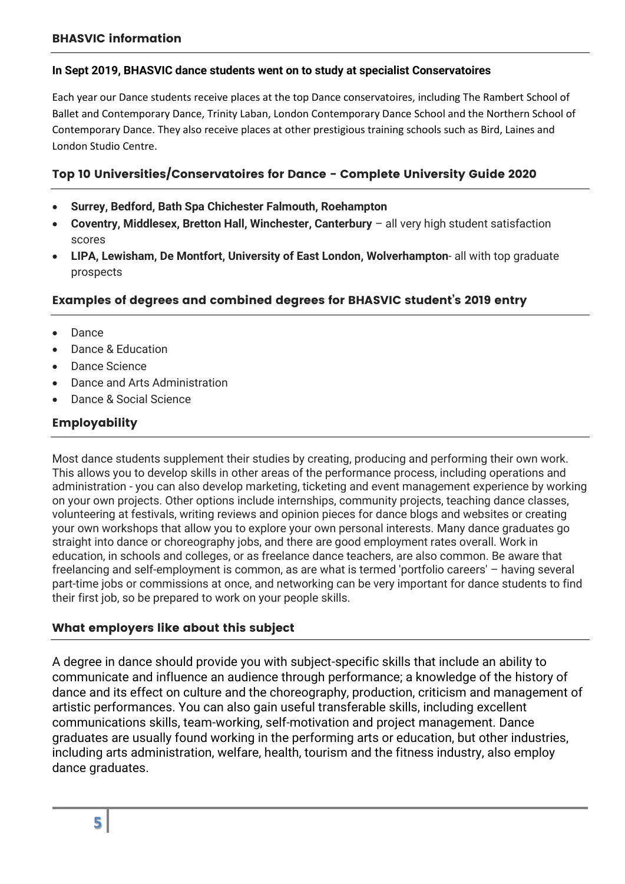## BHASVIC information

**In Sept 2019, BHASVIC dance students went on to study at specialist Conservatoires**

Each year our Dance students receive places at the top Dance conservatoires, including The Rambert School of Ballet and Contemporary Dance, Trinity Laban, London Contemporary Dance School and the Northern School of Contemporary Dance. They also receive places at other prestigious training schools such as Bird, Laines and London Studio Centre.

## Top 10 Universities/Conservatoires for Dance - Complete University Guide 2020

- **Surrey, Bedford, Bath Spa Chichester Falmouth, Roehampton**
- **Coventry, Middlesex, Bretton Hall, Winchester, Canterbury** – all very high student satisfaction scores
- **LIPA, Lewisham, De Montfort, University of East London, Wolverhampton**- all with top graduate prospects

## Examples of degrees and combined degrees for BHASVIC student's 2019 entry

- Dance
- Dance & Education
- Dance Science
- Dance and Arts Administration
- Dance & Social Science

## Employability

Most dance students supplement their studies by creating, producing and performing their own work. This allows you to develop skills in other areas of the performance process, including operations and administration - you can also develop marketing, ticketing and event management experience by working on your own projects. Other options include internships, community projects, teaching dance classes, volunteering at festivals, writing reviews and opinion pieces for dance blogs and websites or creating your own workshops that allow you to explore your own personal interests. Many dance graduates go straight into dance or choreography jobs, and there are good employment rates overall. Work in education, in schools and colleges, or as freelance dance teachers, are also common. Be aware that freelancing and self-employment is common, as are what is termed 'portfolio careers' – having several part-time jobs or commissions at once, and networking can be very important for dance students to find their first job, so be prepared to work on your people skills.

## What employers like about this subject

A degree in dance should provide you with subject-specific skills that include an ability to communicate and influence an audience through performance; a knowledge of the history of dance and its effect on culture and the choreography, production, criticism and management of artistic performances. You can also gain useful transferable skills, including excellent communications skills, team-working, self-motivation and project management. Dance graduates are usually found working in the performing arts or education, but other industries, including arts administration, welfare, health, tourism and the fitness industry, also employ dance graduates.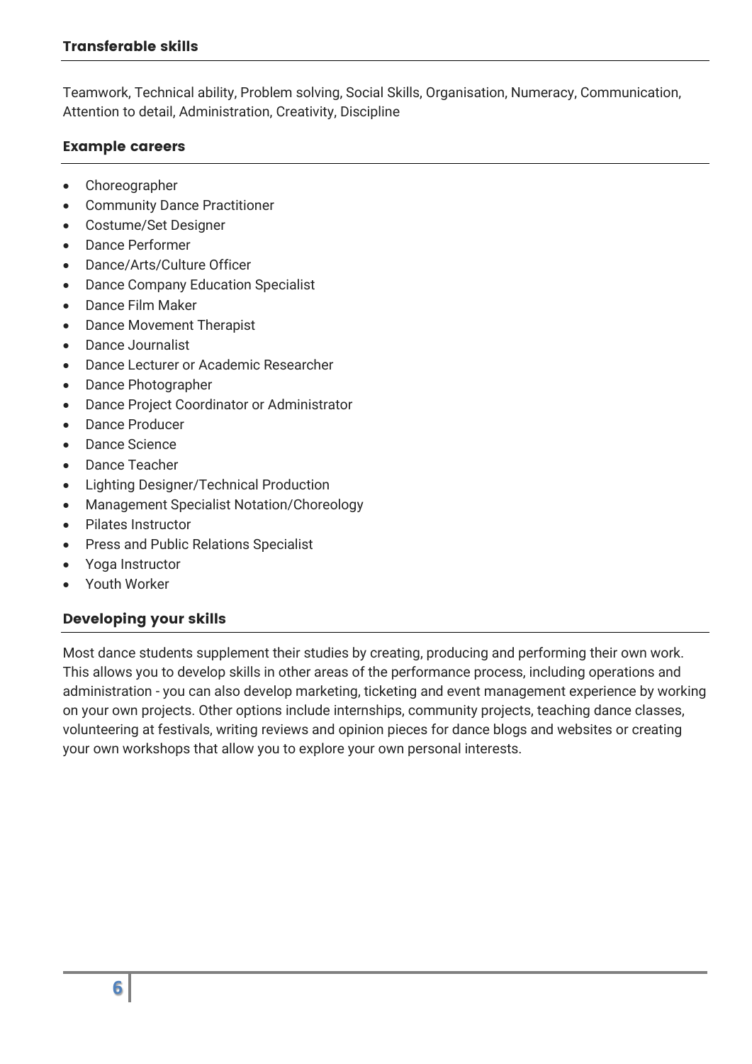### Transferable skills

Teamwork, Technical ability, Problem solving, Social Skills, Organisation, Numeracy, Communication, Attention to detail, Administration, Creativity, Discipline

### Example careers

- Choreographer
- Community Dance Practitioner
- Costume/Set Designer
- Dance Performer
- Dance/Arts/Culture Officer
- Dance Company Education Specialist
- Dance Film Maker
- Dance Movement Therapist
- Dance Journalist
- Dance Lecturer or Academic Researcher
- Dance Photographer
- Dance Project Coordinator or Administrator
- Dance Producer
- Dance Science
- Dance Teacher
- Lighting Designer/Technical Production
- Management Specialist Notation/Choreology
- Pilates Instructor
- Press and Public Relations Specialist
- Yoga Instructor
- Youth Worker

### Developing your skills

Most dance students supplement their studies by creating, producing and performing their own work. This allows you to develop skills in other areas of the performance process, including operations and administration - you can also develop marketing, ticketing and event management experience by working on your own projects. Other options include internships, community projects, teaching dance classes, volunteering at festivals, writing reviews and opinion pieces for dance blogs and websites or creating your own workshops that allow you to explore your own personal interests.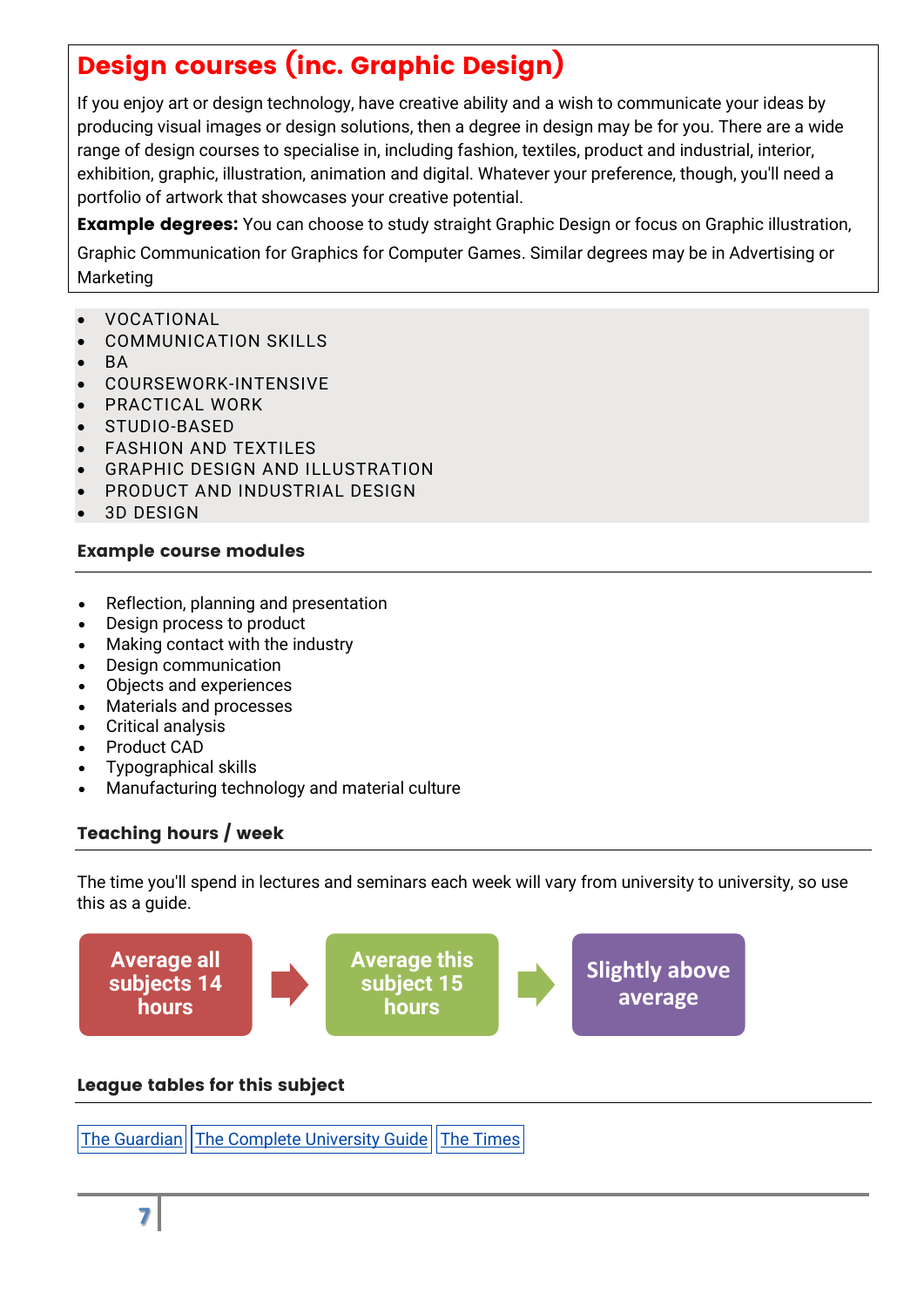# Design courses (inc. Graphic Design)

If you enjoy art or design technology, have creative ability and a wish to communicate your ideas by producing visual images or design solutions, then a degree in design may be for you. There are a wide range of design courses to specialise in, including fashion, textiles, product and industrial, interior, exhibition, graphic, illustration, animation and digital. Whatever your preference, though, you'll need a portfolio of artwork that showcases your creative potential.

**Example degrees:** You can choose to study straight Graphic Design or focus on Graphic illustration, Graphic Communication for Graphics for Computer Games. Similar degrees may be in Advertising or Marketing

- VOCATIONAL
- COMMUNICATION SKILLS
- BA
- COURSEWORK-INTENSIVE
- PRACTICAL WORK
- STUDIO-BASED
- FASHION AND TEXTILES
- GRAPHIC DESIGN AND ILLUSTRATION
- PRODUCT AND INDUSTRIAL DESIGN
- 3D DESIGN

### Example course modules

- Reflection, planning and presentation
- Design process to product
- Making contact with the industry
- Design communication
- Objects and experiences
- Materials and processes
- Critical analysis
- Product CAD
- Typographical skills
- Manufacturing technology and material culture

### Teaching hours / week

The time you'll spend in lectures and seminars each week will vary from university to university, so use this as a guide.

Average all subjects 14 hours → Average this subject 15 hours → Slightly above average

### League tables for this subject

[The Guardian] [The Complete University Guide] [The Times]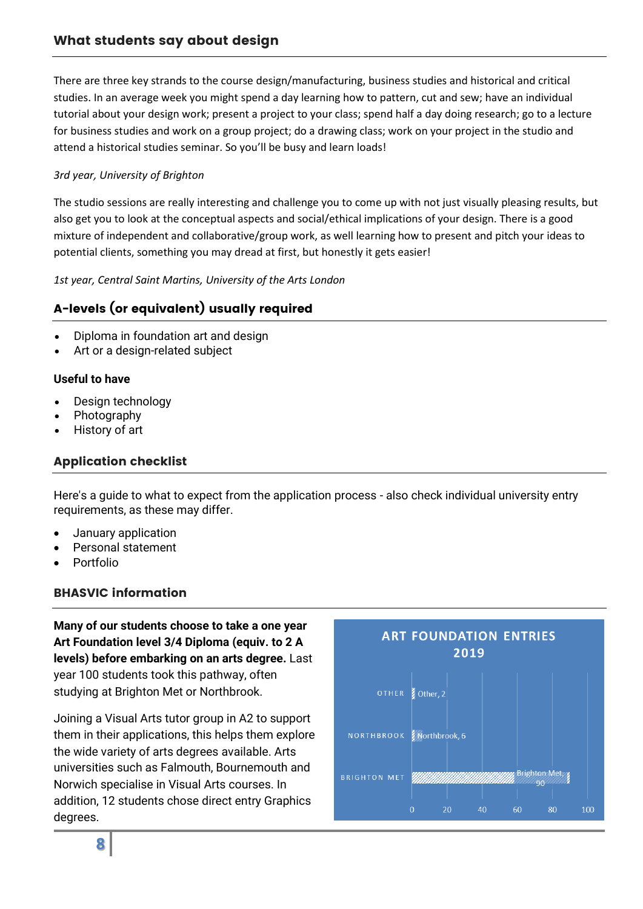## What students say about design

There are three key strands to the course design/manufacturing, business studies and historical and critical studies. In an average week you might spend a day learning how to pattern, cut and sew; have an individual tutorial about your design work; present a project to your class; spend half a day doing research; go to a lecture for business studies and work on a group project; do a drawing class; work on your project in the studio and attend a historical studies seminar. So you'll be busy and learn loads!

*3rd year, University of Brighton*

The studio sessions are really interesting and challenge you to come up with not just visually pleasing results, but also get you to look at the conceptual aspects and social/ethical implications of your design. There is a good mixture of independent and collaborative/group work, as well learning how to present and pitch your ideas to potential clients, something you may dread at first, but honestly it gets easier!

*1st year, Central Saint Martins, University of the Arts London*

## A-levels (or equivalent) usually required

- Diploma in foundation art and design
- Art or a design-related subject

### Useful to have

- Design technology
- Photography
- History of art

## Application checklist

Here's a guide to what to expect from the application process - also check individual university entry requirements, as these may differ.

- January application
- Personal statement
- Portfolio

## BHASVIC information

**Many of our students choose to take a one year Art Foundation level 3/4 Diploma (equiv. to 2 A levels) before embarking on an arts degree.** Last year 100 students took this pathway, often studying at Brighton Met or Northbrook.

Joining a Visual Arts tutor group in A2 to support them in their applications, this helps them explore the wide variety of arts degrees available. Arts universities such as Falmouth, Bournemouth and Norwich specialise in Visual Arts courses. In addition, 12 students chose direct entry Graphics degrees.

ART FOUNDATION ENTRIES 2019

OTHER — Other, 2
NORTHBROOK — Northbrook, 6
BRIGHTON MET — Brighton Met, 90

0 20 40 60 80 100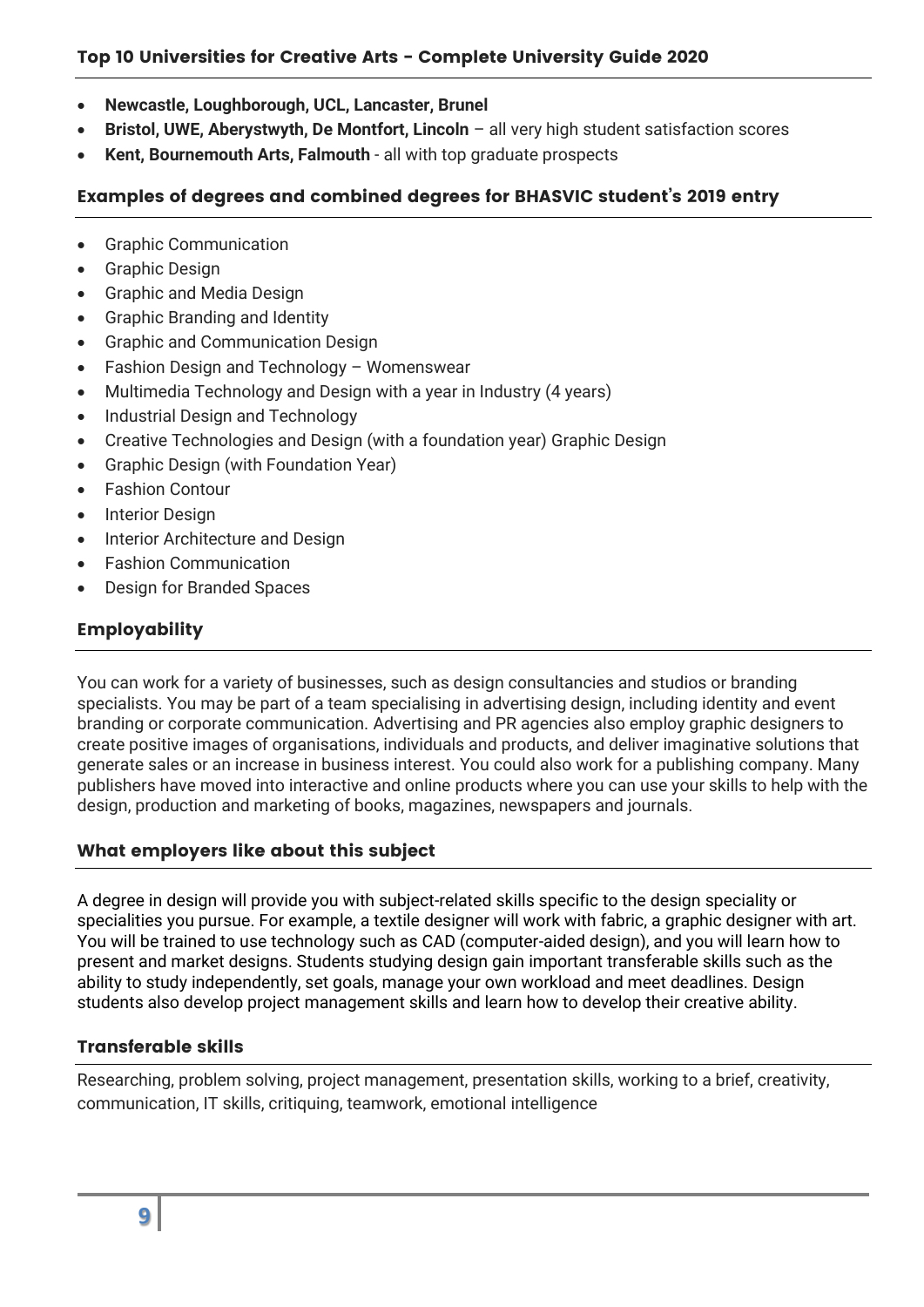## Top 10 Universities for Creative Arts - Complete University Guide 2020

- **Newcastle, Loughborough, UCL, Lancaster, Brunel**
- **Bristol, UWE, Aberystwyth, De Montfort, Lincoln** – all very high student satisfaction scores
- **Kent, Bournemouth Arts, Falmouth** - all with top graduate prospects

## Examples of degrees and combined degrees for BHASVIC student's 2019 entry

- Graphic Communication
- Graphic Design
- Graphic and Media Design
- Graphic Branding and Identity
- Graphic and Communication Design
- Fashion Design and Technology – Womenswear
- Multimedia Technology and Design with a year in Industry (4 years)
- Industrial Design and Technology
- Creative Technologies and Design (with a foundation year) Graphic Design
- Graphic Design (with Foundation Year)
- Fashion Contour
- Interior Design
- Interior Architecture and Design
- Fashion Communication
- Design for Branded Spaces

## Employability

You can work for a variety of businesses, such as design consultancies and studios or branding specialists. You may be part of a team specialising in advertising design, including identity and event branding or corporate communication. Advertising and PR agencies also employ graphic designers to create positive images of organisations, individuals and products, and deliver imaginative solutions that generate sales or an increase in business interest. You could also work for a publishing company. Many publishers have moved into interactive and online products where you can use your skills to help with the design, production and marketing of books, magazines, newspapers and journals.

## What employers like about this subject

A degree in design will provide you with subject-related skills specific to the design speciality or specialities you pursue. For example, a textile designer will work with fabric, a graphic designer with art. You will be trained to use technology such as CAD (computer-aided design), and you will learn how to present and market designs. Students studying design gain important transferable skills such as the ability to study independently, set goals, manage your own workload and meet deadlines. Design students also develop project management skills and learn how to develop their creative ability.

## Transferable skills

Researching, problem solving, project management, presentation skills, working to a brief, creativity, communication, IT skills, critiquing, teamwork, emotional intelligence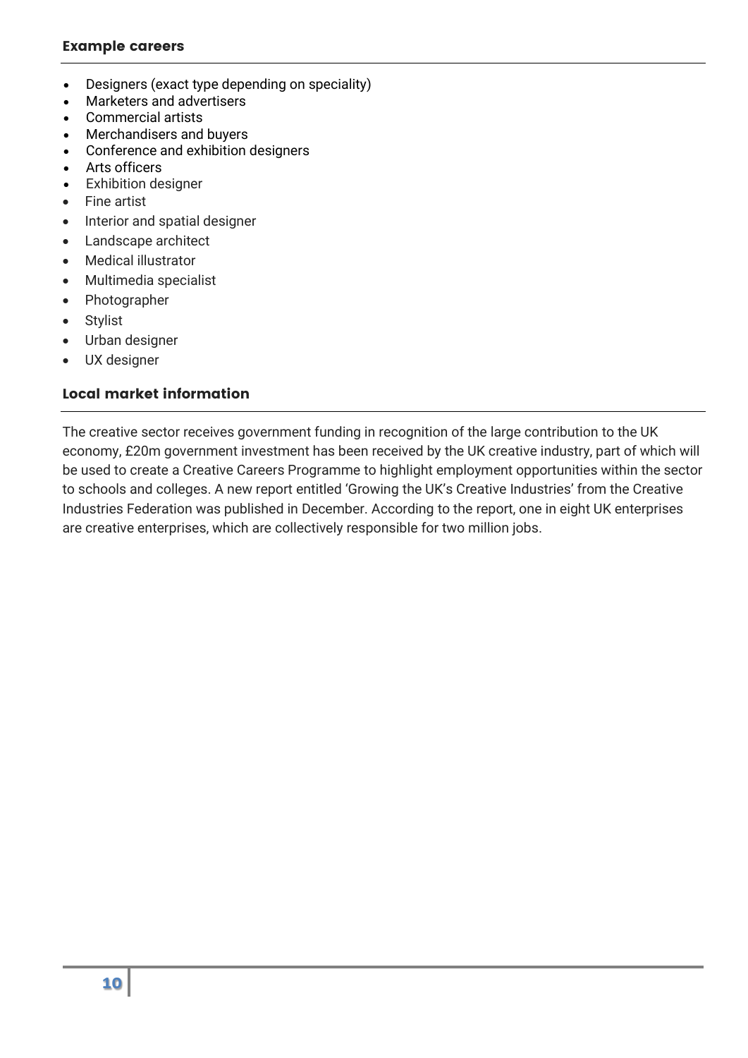### Example careers

- Designers (exact type depending on speciality)
- Marketers and advertisers
- Commercial artists
- Merchandisers and buyers
- Conference and exhibition designers
- Arts officers
- Exhibition designer
- Fine artist
- Interior and spatial designer
- Landscape architect
- Medical illustrator
- Multimedia specialist
- Photographer
- Stylist
- Urban designer
- UX designer

### Local market information

The creative sector receives government funding in recognition of the large contribution to the UK economy, £20m government investment has been received by the UK creative industry, part of which will be used to create a Creative Careers Programme to highlight employment opportunities within the sector to schools and colleges. A new report entitled 'Growing the UK's Creative Industries' from the Creative Industries Federation was published in December. According to the report, one in eight UK enterprises are creative enterprises, which are collectively responsible for two million jobs.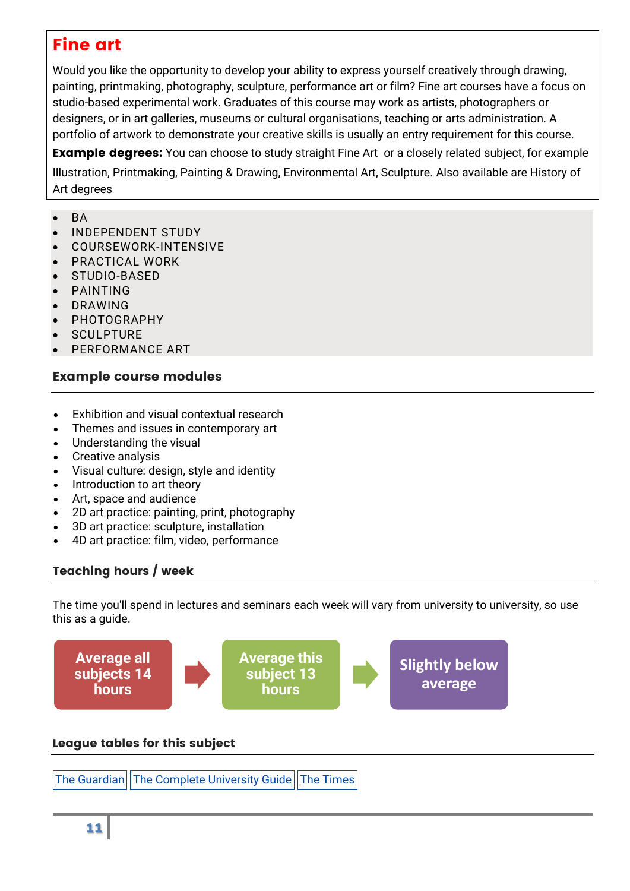## Fine art

Would you like the opportunity to develop your ability to express yourself creatively through drawing, painting, printmaking, photography, sculpture, performance art or film? Fine art courses have a focus on studio-based experimental work. Graduates of this course may work as artists, photographers or designers, or in art galleries, museums or cultural organisations, teaching or arts administration. A portfolio of artwork to demonstrate your creative skills is usually an entry requirement for this course.

**Example degrees:** You can choose to study straight Fine Art or a closely related subject, for example Illustration, Printmaking, Painting & Drawing, Environmental Art, Sculpture. Also available are History of Art degrees

- BA
- INDEPENDENT STUDY
- COURSEWORK-INTENSIVE
- PRACTICAL WORK
- STUDIO-BASED
- PAINTING
- DRAWING
- PHOTOGRAPHY
- SCULPTURE
- PERFORMANCE ART

### Example course modules

- Exhibition and visual contextual research
- Themes and issues in contemporary art
- Understanding the visual
- Creative analysis
- Visual culture: design, style and identity
- Introduction to art theory
- Art, space and audience
- 2D art practice: painting, print, photography
- 3D art practice: sculpture, installation
- 4D art practice: film, video, performance

### Teaching hours / week

The time you'll spend in lectures and seminars each week will vary from university to university, so use this as a guide.

Average all subjects 14 hours → Average this subject 13 hours → Slightly below average

### League tables for this subject

The Guardian | The Complete University Guide | The Times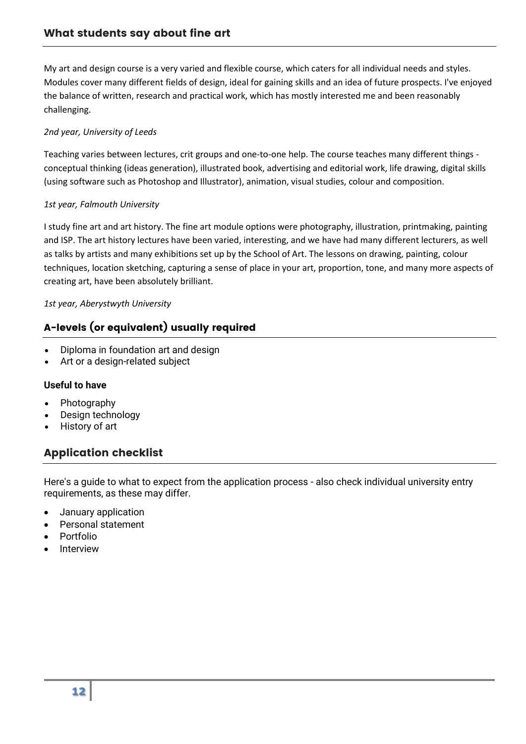## What students say about fine art

My art and design course is a very varied and flexible course, which caters for all individual needs and styles. Modules cover many different fields of design, ideal for gaining skills and an idea of future prospects. I've enjoyed the balance of written, research and practical work, which has mostly interested me and been reasonably challenging.

*2nd year, University of Leeds*

Teaching varies between lectures, crit groups and one-to-one help. The course teaches many different things - conceptual thinking (ideas generation), illustrated book, advertising and editorial work, life drawing, digital skills (using software such as Photoshop and Illustrator), animation, visual studies, colour and composition.

*1st year, Falmouth University*

I study fine art and art history. The fine art module options were photography, illustration, printmaking, painting and ISP. The art history lectures have been varied, interesting, and we have had many different lecturers, as well as talks by artists and many exhibitions set up by the School of Art. The lessons on drawing, painting, colour techniques, location sketching, capturing a sense of place in your art, proportion, tone, and many more aspects of creating art, have been absolutely brilliant.

*1st year, Aberystwyth University*

## A-levels (or equivalent) usually required

- Diploma in foundation art and design
- Art or a design-related subject

**Useful to have**

- Photography
- Design technology
- History of art

## Application checklist

Here's a guide to what to expect from the application process - also check individual university entry requirements, as these may differ.

- January application
- Personal statement
- Portfolio
- Interview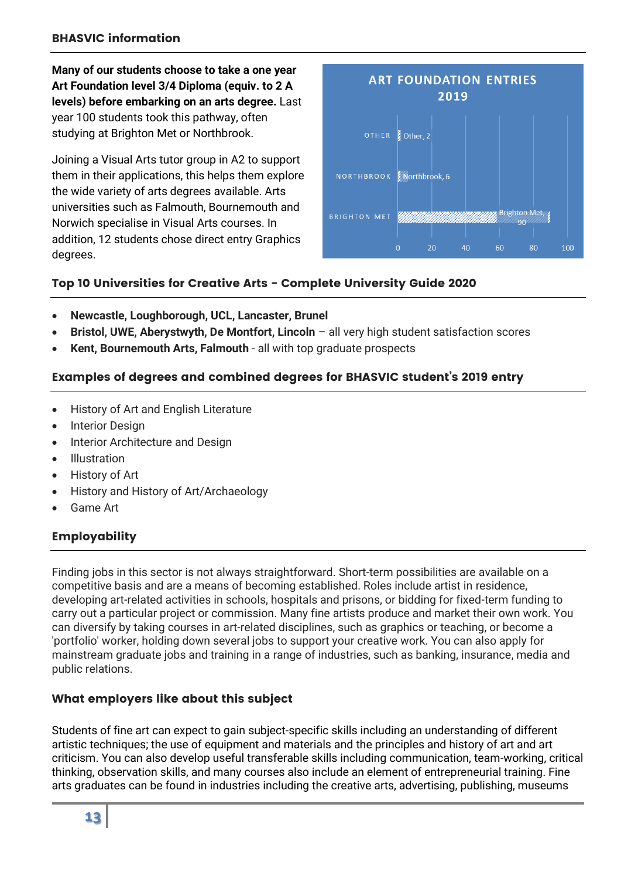## BHASVIC information

**Many of our students choose to take a one year Art Foundation level 3/4 Diploma (equiv. to 2 A levels) before embarking on an arts degree.** Last year 100 students took this pathway, often studying at Brighton Met or Northbrook.

Joining a Visual Arts tutor group in A2 to support them in their applications, this helps them explore the wide variety of arts degrees available. Arts universities such as Falmouth, Bournemouth and Norwich specialise in Visual Arts courses. In addition, 12 students chose direct entry Graphics degrees.

ART FOUNDATION ENTRIES 2019

OTHER — Other, 2
NORTHBROOK — Northbrook, 6
BRIGHTON MET — Brighton Met, 90

0 20 40 60 80 100

## Top 10 Universities for Creative Arts - Complete University Guide 2020

- **Newcastle, Loughborough, UCL, Lancaster, Brunel**
- **Bristol, UWE, Aberystwyth, De Montfort, Lincoln** – all very high student satisfaction scores
- **Kent, Bournemouth Arts, Falmouth** - all with top graduate prospects

## Examples of degrees and combined degrees for BHASVIC student's 2019 entry

- History of Art and English Literature
- Interior Design
- Interior Architecture and Design
- Illustration
- History of Art
- History and History of Art/Archaeology
- Game Art

## Employability

Finding jobs in this sector is not always straightforward. Short-term possibilities are available on a competitive basis and are a means of becoming established. Roles include artist in residence, developing art-related activities in schools, hospitals and prisons, or bidding for fixed-term funding to carry out a particular project or commission. Many fine artists produce and market their own work. You can diversify by taking courses in art-related disciplines, such as graphics or teaching, or become a 'portfolio' worker, holding down several jobs to support your creative work. You can also apply for mainstream graduate jobs and training in a range of industries, such as banking, insurance, media and public relations.

## What employers like about this subject

Students of fine art can expect to gain subject-specific skills including an understanding of different artistic techniques; the use of equipment and materials and the principles and history of art and art criticism. You can also develop useful transferable skills including communication, team-working, critical thinking, observation skills, and many courses also include an element of entrepreneurial training. Fine arts graduates can be found in industries including the creative arts, advertising, publishing, museums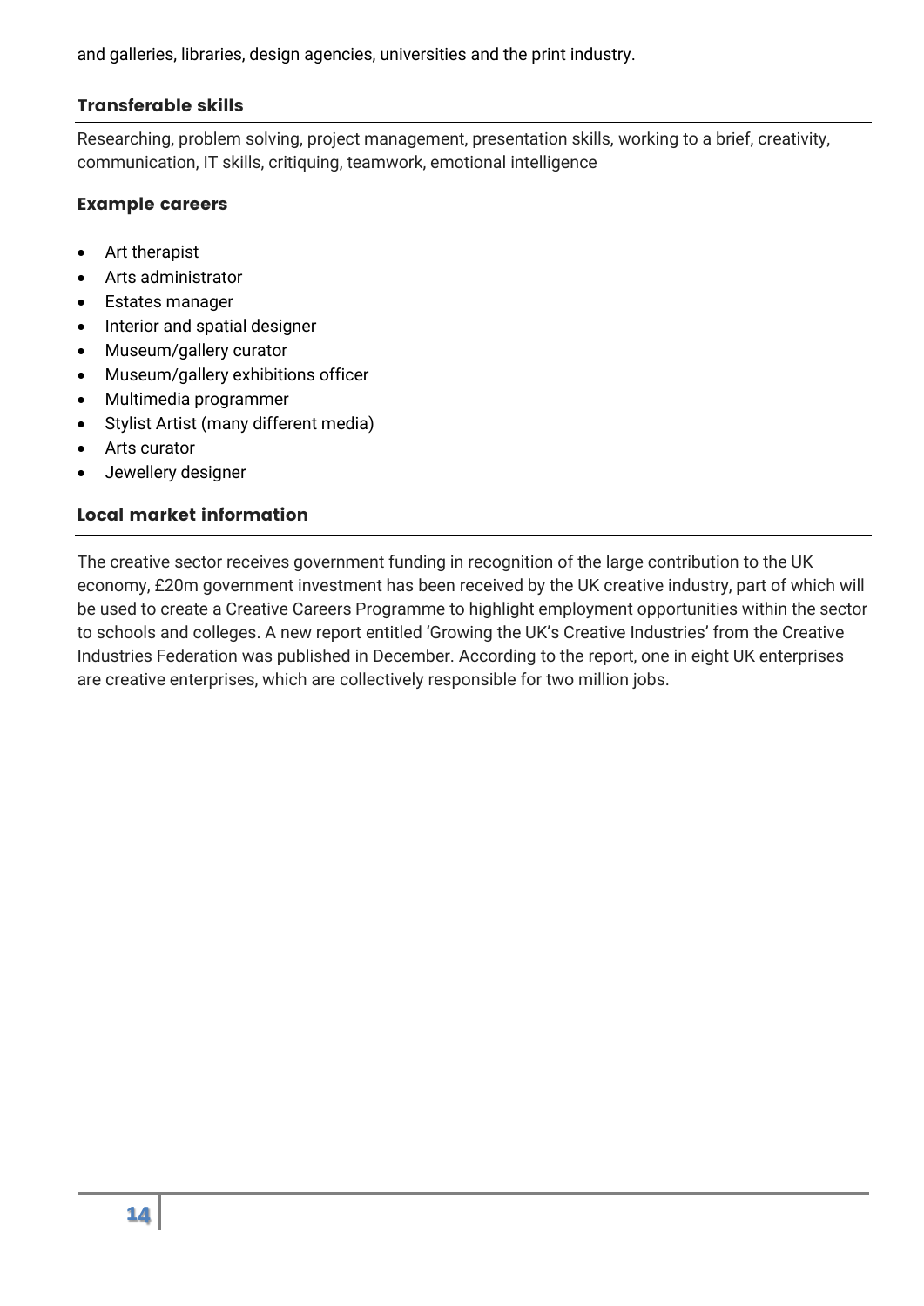and galleries, libraries, design agencies, universities and the print industry.

### Transferable skills

Researching, problem solving, project management, presentation skills, working to a brief, creativity, communication, IT skills, critiquing, teamwork, emotional intelligence

### Example careers

- Art therapist
- Arts administrator
- Estates manager
- Interior and spatial designer
- Museum/gallery curator
- Museum/gallery exhibitions officer
- Multimedia programmer
- Stylist Artist (many different media)
- Arts curator
- Jewellery designer

### Local market information

The creative sector receives government funding in recognition of the large contribution to the UK economy, £20m government investment has been received by the UK creative industry, part of which will be used to create a Creative Careers Programme to highlight employment opportunities within the sector to schools and colleges. A new report entitled 'Growing the UK's Creative Industries' from the Creative Industries Federation was published in December. According to the report, one in eight UK enterprises are creative enterprises, which are collectively responsible for two million jobs.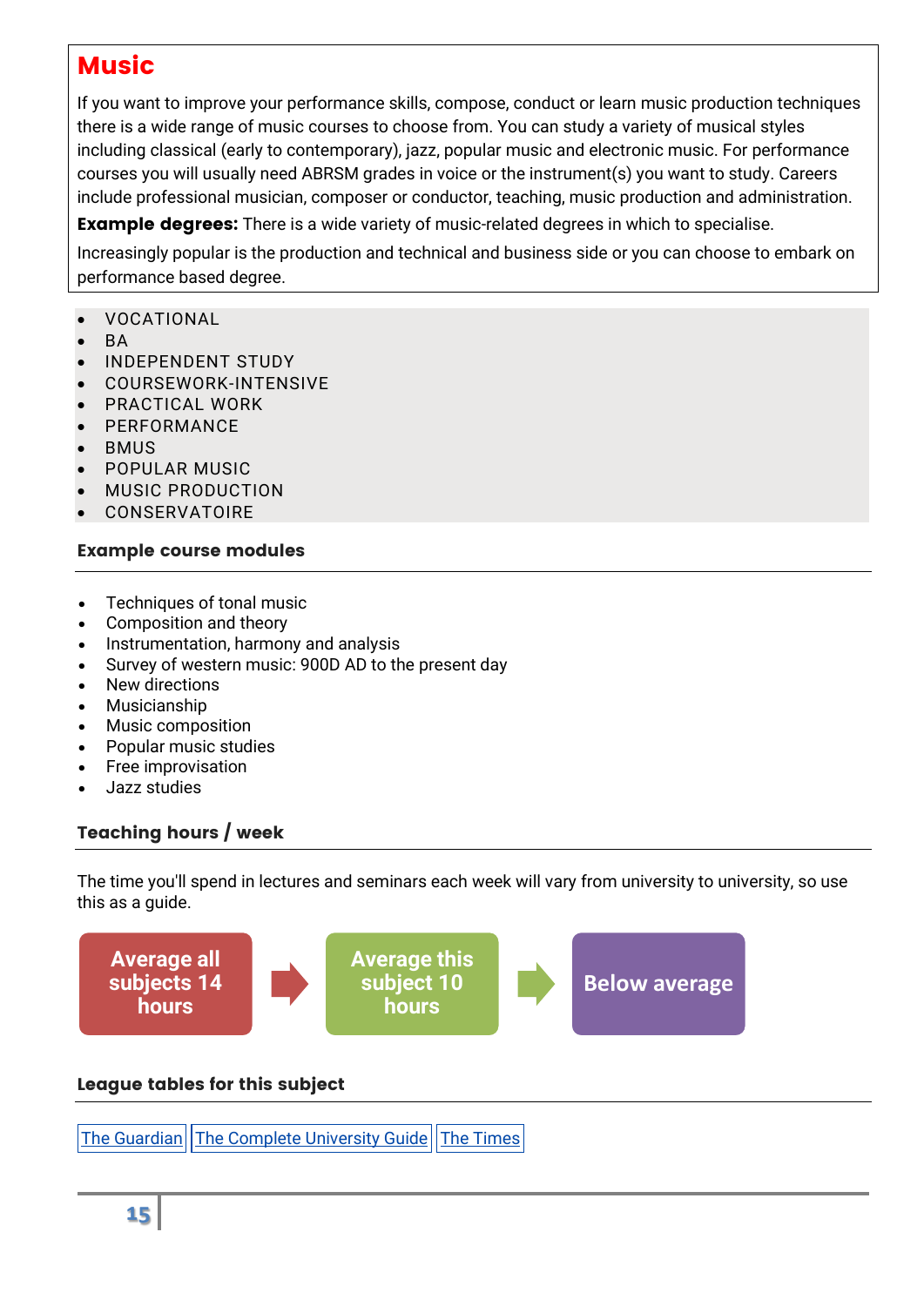# Music

If you want to improve your performance skills, compose, conduct or learn music production techniques there is a wide range of music courses to choose from. You can study a variety of musical styles including classical (early to contemporary), jazz, popular music and electronic music. For performance courses you will usually need ABRSM grades in voice or the instrument(s) you want to study. Careers include professional musician, composer or conductor, teaching, music production and administration.

**Example degrees:** There is a wide variety of music-related degrees in which to specialise.

Increasingly popular is the production and technical and business side or you can choose to embark on performance based degree.

- VOCATIONAL
- BA
- INDEPENDENT STUDY
- COURSEWORK-INTENSIVE
- PRACTICAL WORK
- PERFORMANCE
- BMUS
- POPULAR MUSIC
- MUSIC PRODUCTION
- CONSERVATOIRE

### Example course modules

- Techniques of tonal music
- Composition and theory
- Instrumentation, harmony and analysis
- Survey of western music: 900D AD to the present day
- New directions
- Musicianship
- Music composition
- Popular music studies
- Free improvisation
- Jazz studies

### Teaching hours / week

The time you'll spend in lectures and seminars each week will vary from university to university, so use this as a guide.

Average all subjects 14 hours → Average this subject 10 hours → Below average

### League tables for this subject

[The Guardian] [The Complete University Guide] [The Times]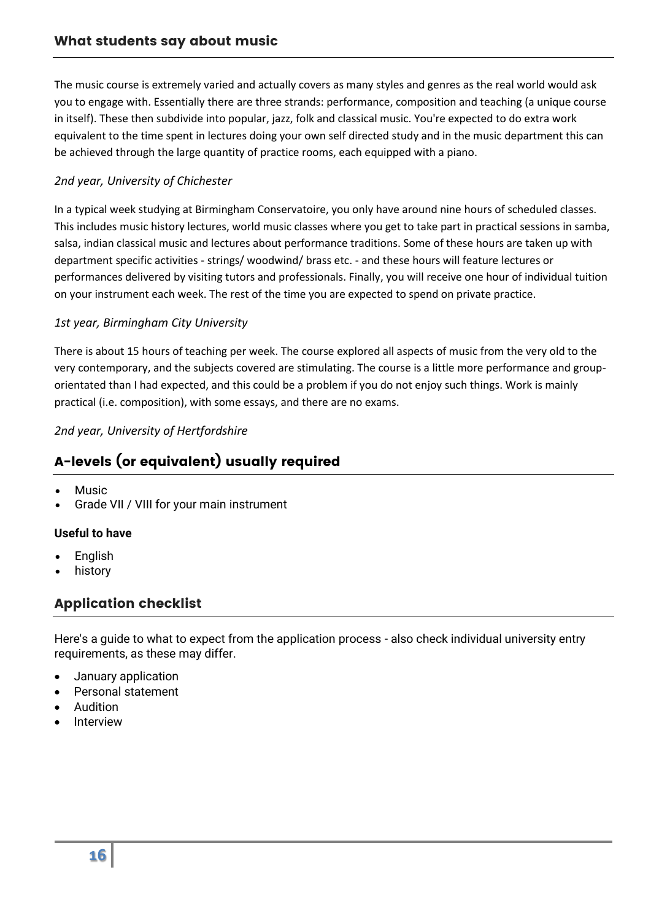## What students say about music

The music course is extremely varied and actually covers as many styles and genres as the real world would ask you to engage with. Essentially there are three strands: performance, composition and teaching (a unique course in itself). These then subdivide into popular, jazz, folk and classical music. You're expected to do extra work equivalent to the time spent in lectures doing your own self directed study and in the music department this can be achieved through the large quantity of practice rooms, each equipped with a piano.

*2nd year, University of Chichester*

In a typical week studying at Birmingham Conservatoire, you only have around nine hours of scheduled classes. This includes music history lectures, world music classes where you get to take part in practical sessions in samba, salsa, indian classical music and lectures about performance traditions. Some of these hours are taken up with department specific activities - strings/ woodwind/ brass etc. - and these hours will feature lectures or performances delivered by visiting tutors and professionals. Finally, you will receive one hour of individual tuition on your instrument each week. The rest of the time you are expected to spend on private practice.

*1st year, Birmingham City University*

There is about 15 hours of teaching per week. The course explored all aspects of music from the very old to the very contemporary, and the subjects covered are stimulating. The course is a little more performance and group-orientated than I had expected, and this could be a problem if you do not enjoy such things. Work is mainly practical (i.e. composition), with some essays, and there are no exams.

*2nd year, University of Hertfordshire*

## A-levels (or equivalent) usually required

- Music
- Grade VII / VIII for your main instrument

**Useful to have**

- English
- history

## Application checklist

Here's a guide to what to expect from the application process - also check individual university entry requirements, as these may differ.

- January application
- Personal statement
- Audition
- Interview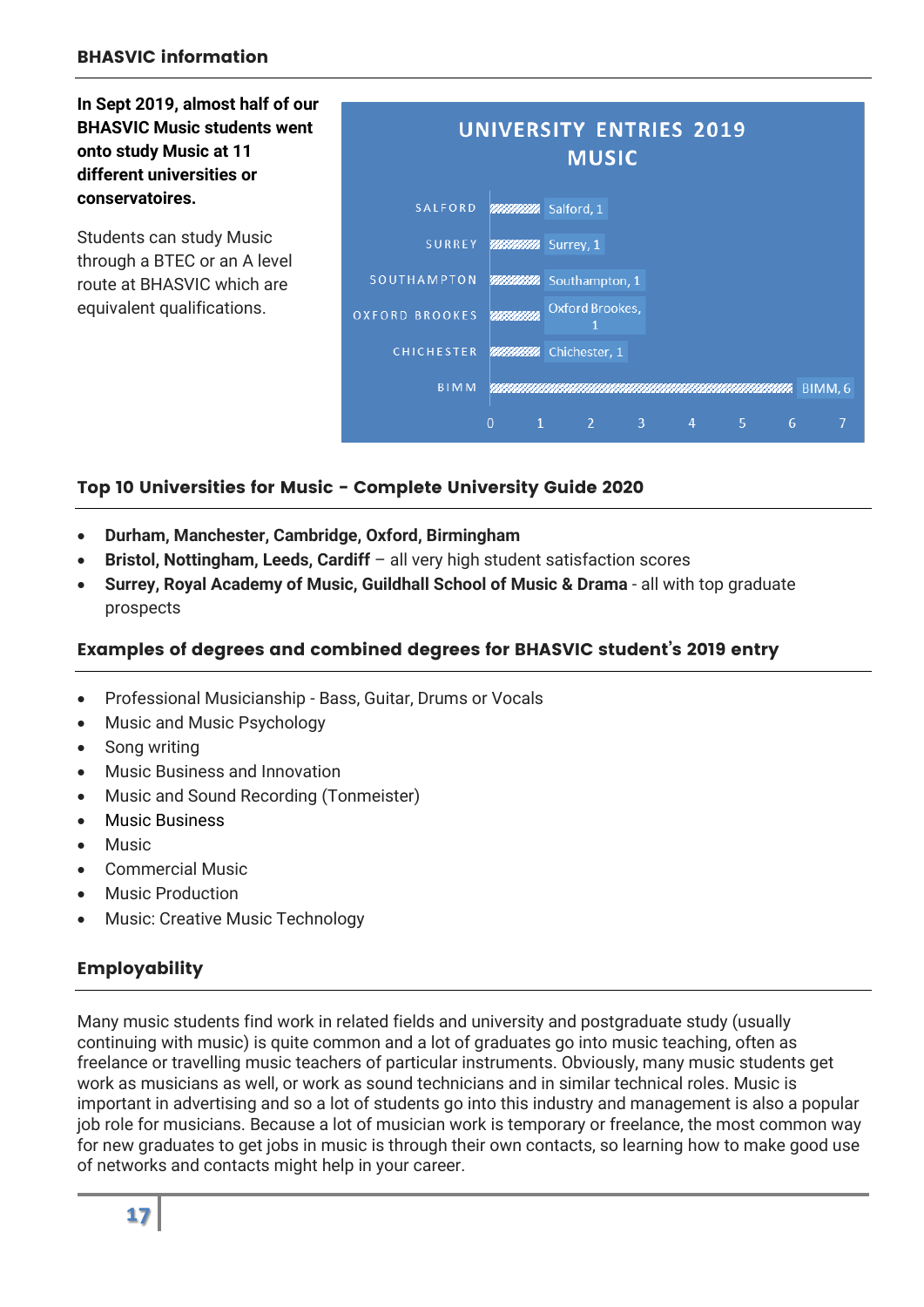## BHASVIC information

**In Sept 2019, almost half of our BHASVIC Music students went onto study Music at 11 different universities or conservatoires.**

Students can study Music through a BTEC or an A level route at BHASVIC which are equivalent qualifications.

**UNIVERSITY ENTRIES 2019 MUSIC**

| University | Entries |
| --- | --- |
| Salford | 1 |
| Surrey | 1 |
| Southampton | 1 |
| Oxford Brookes | 1 |
| Chichester | 1 |
| BIMM | 6 |

## Top 10 Universities for Music - Complete University Guide 2020

- **Durham, Manchester, Cambridge, Oxford, Birmingham**
- **Bristol, Nottingham, Leeds, Cardiff** – all very high student satisfaction scores
- **Surrey, Royal Academy of Music, Guildhall School of Music & Drama** - all with top graduate prospects

## Examples of degrees and combined degrees for BHASVIC student's 2019 entry

- Professional Musicianship - Bass, Guitar, Drums or Vocals
- Music and Music Psychology
- Song writing
- Music Business and Innovation
- Music and Sound Recording (Tonmeister)
- Music Business
- Music
- Commercial Music
- Music Production
- Music: Creative Music Technology

## Employability

Many music students find work in related fields and university and postgraduate study (usually continuing with music) is quite common and a lot of graduates go into music teaching, often as freelance or travelling music teachers of particular instruments. Obviously, many music students get work as musicians as well, or work as sound technicians and in similar technical roles. Music is important in advertising and so a lot of students go into this industry and management is also a popular job role for musicians. Because a lot of musician work is temporary or freelance, the most common way for new graduates to get jobs in music is through their own contacts, so learning how to make good use of networks and contacts might help in your career.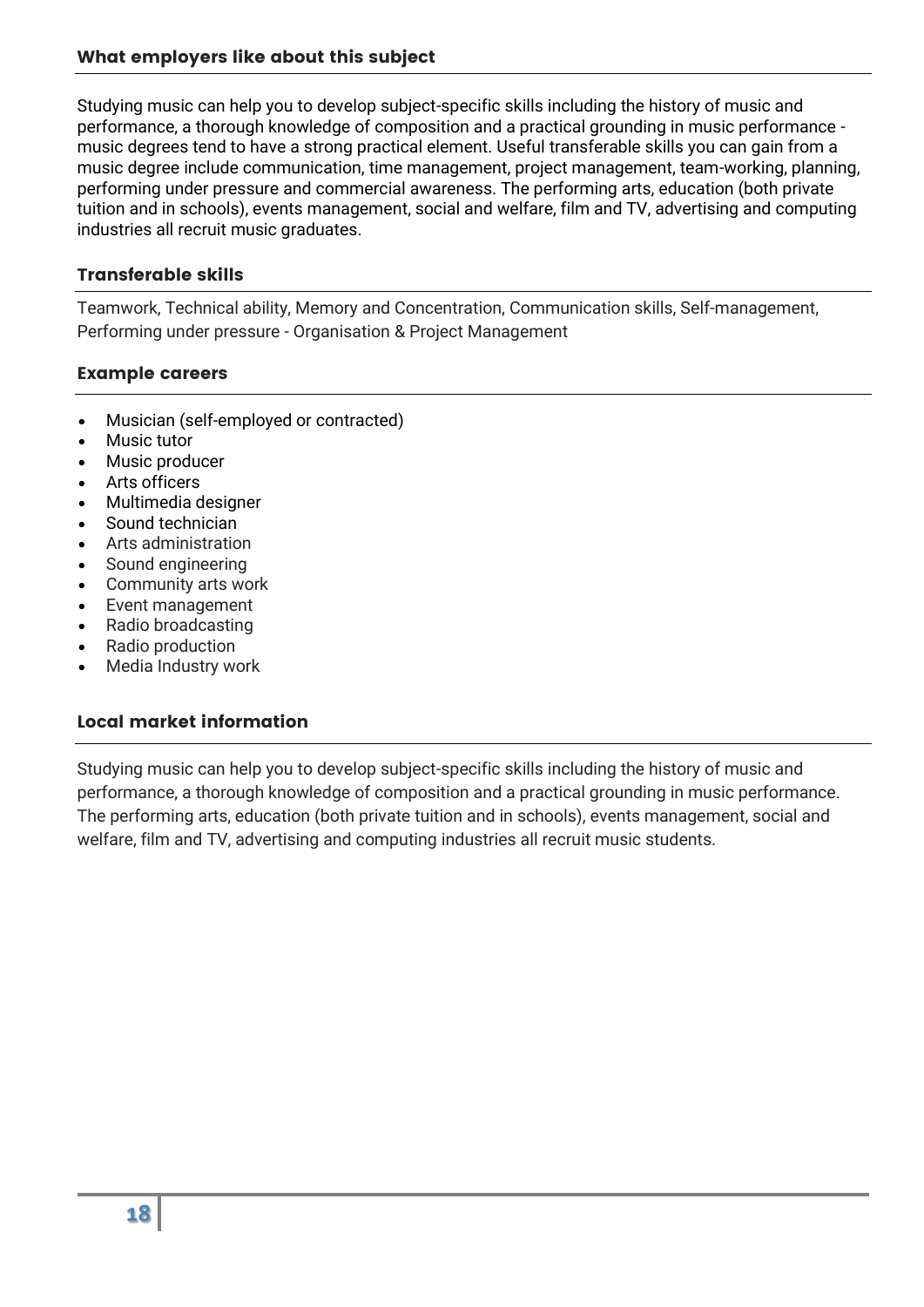### What employers like about this subject

Studying music can help you to develop subject-specific skills including the history of music and performance, a thorough knowledge of composition and a practical grounding in music performance - music degrees tend to have a strong practical element. Useful transferable skills you can gain from a music degree include communication, time management, project management, team-working, planning, performing under pressure and commercial awareness. The performing arts, education (both private tuition and in schools), events management, social and welfare, film and TV, advertising and computing industries all recruit music graduates.

### Transferable skills

Teamwork, Technical ability, Memory and Concentration, Communication skills, Self-management, Performing under pressure - Organisation & Project Management

### Example careers

- Musician (self-employed or contracted)
- Music tutor
- Music producer
- Arts officers
- Multimedia designer
- Sound technician
- Arts administration
- Sound engineering
- Community arts work
- Event management
- Radio broadcasting
- Radio production
- Media Industry work

### Local market information

Studying music can help you to develop subject-specific skills including the history of music and performance, a thorough knowledge of composition and a practical grounding in music performance. The performing arts, education (both private tuition and in schools), events management, social and welfare, film and TV, advertising and computing industries all recruit music students.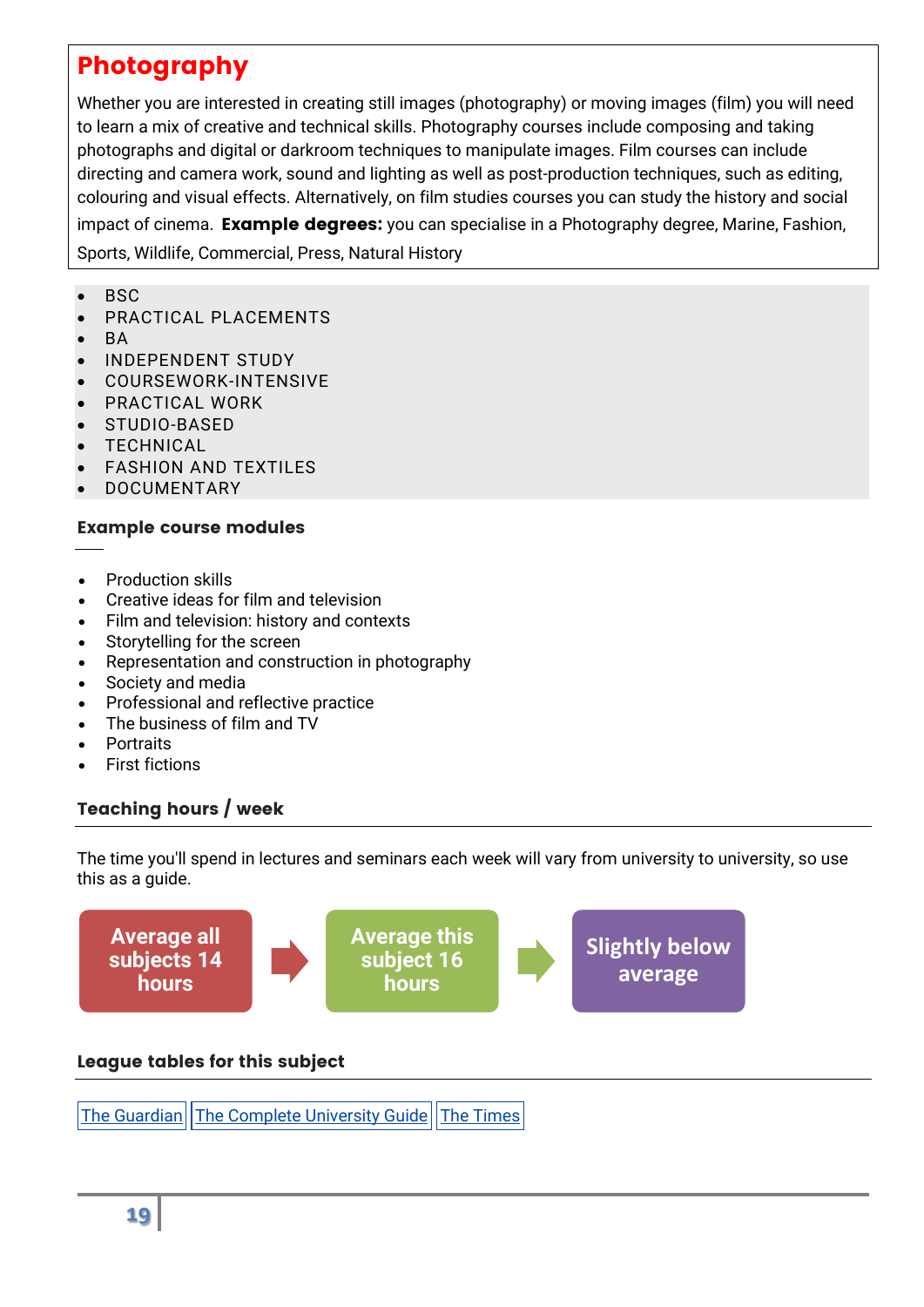# Photography

Whether you are interested in creating still images (photography) or moving images (film) you will need to learn a mix of creative and technical skills. Photography courses include composing and taking photographs and digital or darkroom techniques to manipulate images. Film courses can include directing and camera work, sound and lighting as well as post-production techniques, such as editing, colouring and visual effects. Alternatively, on film studies courses you can study the history and social impact of cinema. **Example degrees:** you can specialise in a Photography degree, Marine, Fashion, Sports, Wildlife, Commercial, Press, Natural History

- BSC
- PRACTICAL PLACEMENTS
- BA
- INDEPENDENT STUDY
- COURSEWORK-INTENSIVE
- PRACTICAL WORK
- STUDIO-BASED
- TECHNICAL
- FASHION AND TEXTILES
- DOCUMENTARY

### Example course modules

- Production skills
- Creative ideas for film and television
- Film and television: history and contexts
- Storytelling for the screen
- Representation and construction in photography
- Society and media
- Professional and reflective practice
- The business of film and TV
- Portraits
- First fictions

### Teaching hours / week

The time you'll spend in lectures and seminars each week will vary from university to university, so use this as a guide.

Average all subjects 14 hours → Average this subject 16 hours → Slightly below average

### League tables for this subject

The Guardian | The Complete University Guide | The Times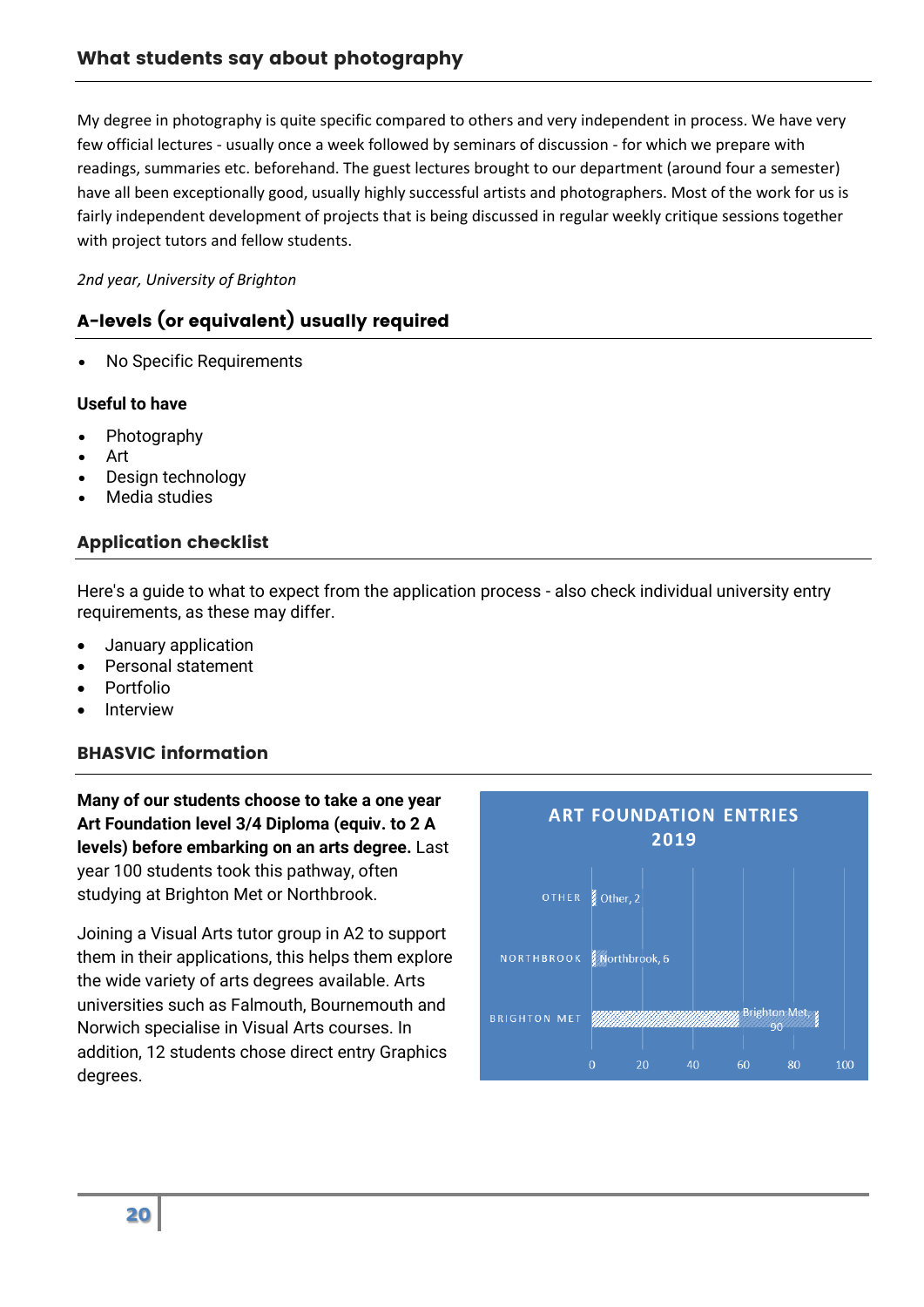## What students say about photography

My degree in photography is quite specific compared to others and very independent in process. We have very few official lectures - usually once a week followed by seminars of discussion - for which we prepare with readings, summaries etc. beforehand. The guest lectures brought to our department (around four a semester) have all been exceptionally good, usually highly successful artists and photographers. Most of the work for us is fairly independent development of projects that is being discussed in regular weekly critique sessions together with project tutors and fellow students.

*2nd year, University of Brighton*

## A-levels (or equivalent) usually required

- No Specific Requirements

### Useful to have

- Photography
- Art
- Design technology
- Media studies

## Application checklist

Here's a guide to what to expect from the application process - also check individual university entry requirements, as these may differ.

- January application
- Personal statement
- Portfolio
- Interview

## BHASVIC information

**Many of our students choose to take a one year Art Foundation level 3/4 Diploma (equiv. to 2 A levels) before embarking on an arts degree.** Last year 100 students took this pathway, often studying at Brighton Met or Northbrook.

Joining a Visual Arts tutor group in A2 to support them in their applications, this helps them explore the wide variety of arts degrees available. Arts universities such as Falmouth, Bournemouth and Norwich specialise in Visual Arts courses. In addition, 12 students chose direct entry Graphics degrees.

ART FOUNDATION ENTRIES 2019

OTHER — Other, 2

NORTHBROOK — Northbrook, 6

BRIGHTON MET — Brighton Met, 90

0 20 40 60 80 100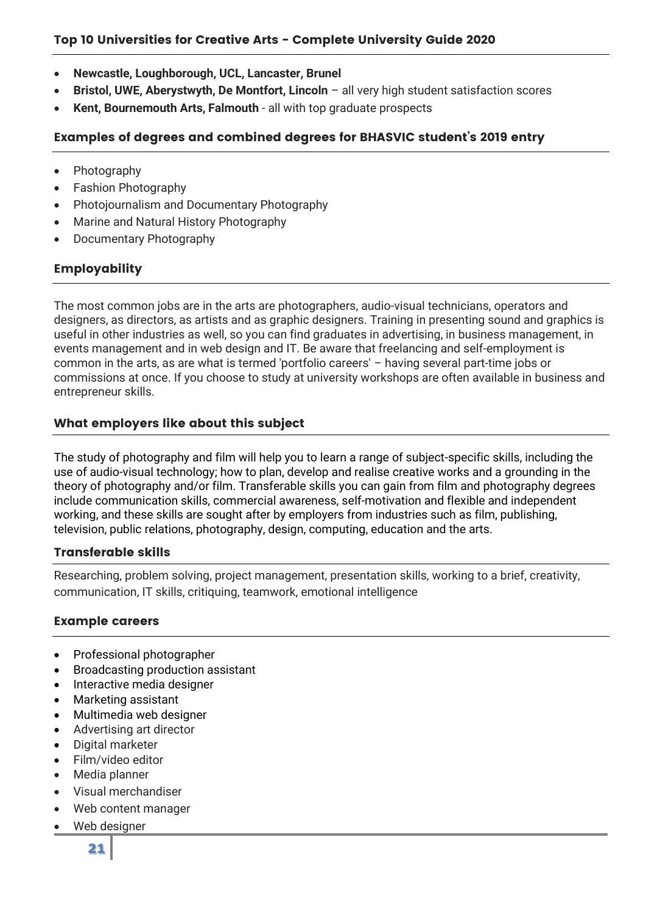## Top 10 Universities for Creative Arts - Complete University Guide 2020

- **Newcastle, Loughborough, UCL, Lancaster, Brunel**
- **Bristol, UWE, Aberystwyth, De Montfort, Lincoln** – all very high student satisfaction scores
- **Kent, Bournemouth Arts, Falmouth** - all with top graduate prospects

## Examples of degrees and combined degrees for BHASVIC student's 2019 entry

- Photography
- Fashion Photography
- Photojournalism and Documentary Photography
- Marine and Natural History Photography
- Documentary Photography

## Employability

The most common jobs are in the arts are photographers, audio-visual technicians, operators and designers, as directors, as artists and as graphic designers. Training in presenting sound and graphics is useful in other industries as well, so you can find graduates in advertising, in business management, in events management and in web design and IT. Be aware that freelancing and self-employment is common in the arts, as are what is termed 'portfolio careers' – having several part-time jobs or commissions at once. If you choose to study at university workshops are often available in business and entrepreneur skills.

## What employers like about this subject

The study of photography and film will help you to learn a range of subject-specific skills, including the use of audio-visual technology; how to plan, develop and realise creative works and a grounding in the theory of photography and/or film. Transferable skills you can gain from film and photography degrees include communication skills, commercial awareness, self-motivation and flexible and independent working, and these skills are sought after by employers from industries such as film, publishing, television, public relations, photography, design, computing, education and the arts.

## Transferable skills

Researching, problem solving, project management, presentation skills, working to a brief, creativity, communication, IT skills, critiquing, teamwork, emotional intelligence

## Example careers

- Professional photographer
- Broadcasting production assistant
- Interactive media designer
- Marketing assistant
- Multimedia web designer
- Advertising art director
- Digital marketer
- Film/video editor
- Media planner
- Visual merchandiser
- Web content manager
- Web designer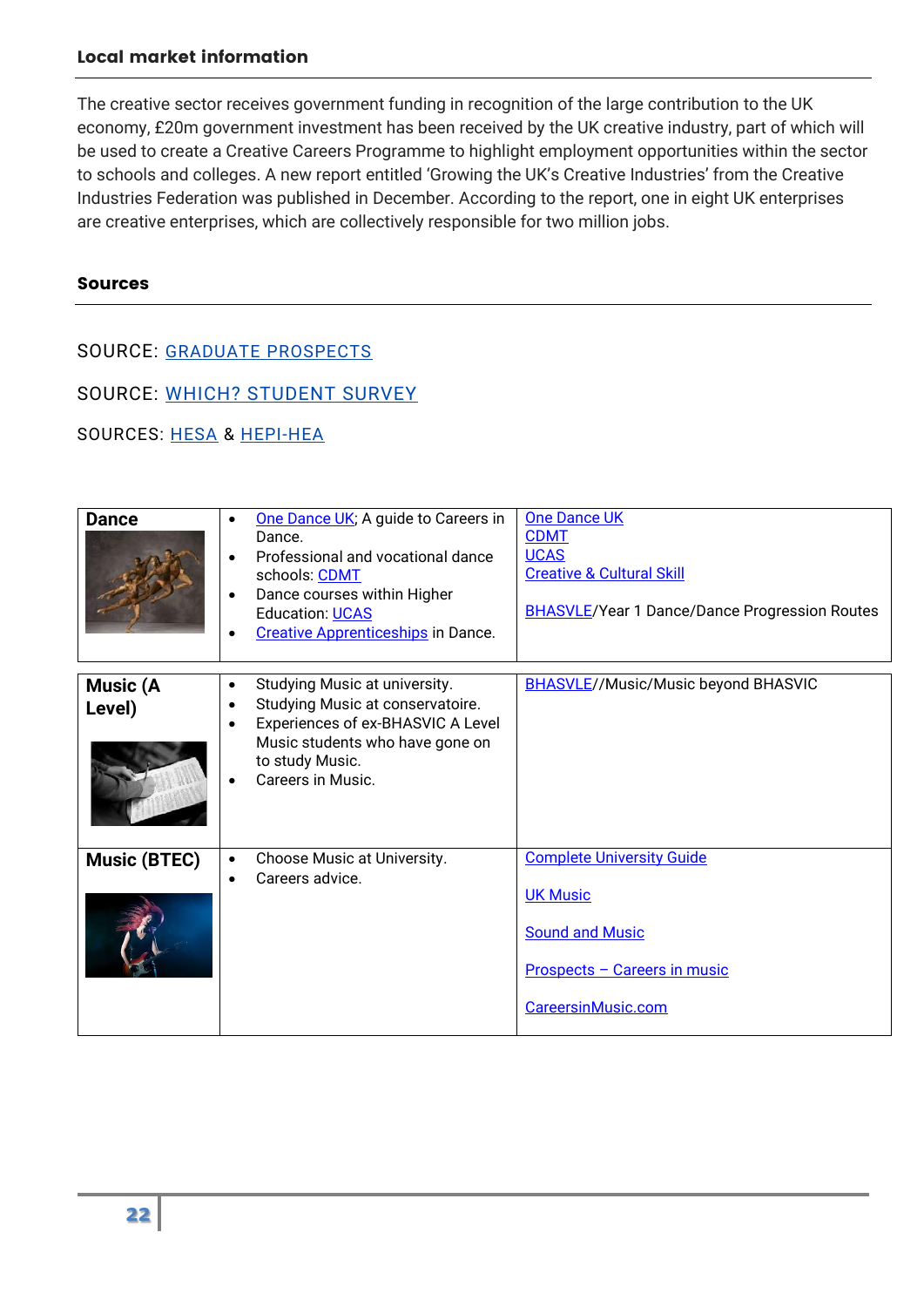### Local market information

The creative sector receives government funding in recognition of the large contribution to the UK economy, £20m government investment has been received by the UK creative industry, part of which will be used to create a Creative Careers Programme to highlight employment opportunities within the sector to schools and colleges. A new report entitled 'Growing the UK's Creative Industries' from the Creative Industries Federation was published in December. According to the report, one in eight UK enterprises are creative enterprises, which are collectively responsible for two million jobs.

### Sources

SOURCE: GRADUATE PROSPECTS

SOURCE: WHICH? STUDENT SURVEY

SOURCES: HESA & HEPI-HEA

| | | |
|---|---|---|
| **Dance** | • One Dance UK; A guide to Careers in Dance.<br>• Professional and vocational dance schools: CDMT<br>• Dance courses within Higher Education: UCAS<br>• Creative Apprenticeships in Dance. | One Dance UK<br>CDMT<br>UCAS<br>Creative & Cultural Skill<br><br>BHASVLE/Year 1 Dance/Dance Progression Routes |
| **Music (A Level)** | • Studying Music at university.<br>• Studying Music at conservatoire.<br>• Experiences of ex-BHASVIC A Level Music students who have gone on to study Music.<br>• Careers in Music. | BHASVLE//Music/Music beyond BHASVIC |
| **Music (BTEC)** | • Choose Music at University.<br>• Careers advice. | Complete University Guide<br><br>UK Music<br><br>Sound and Music<br><br>Prospects – Careers in music<br><br>CareersinMusic.com |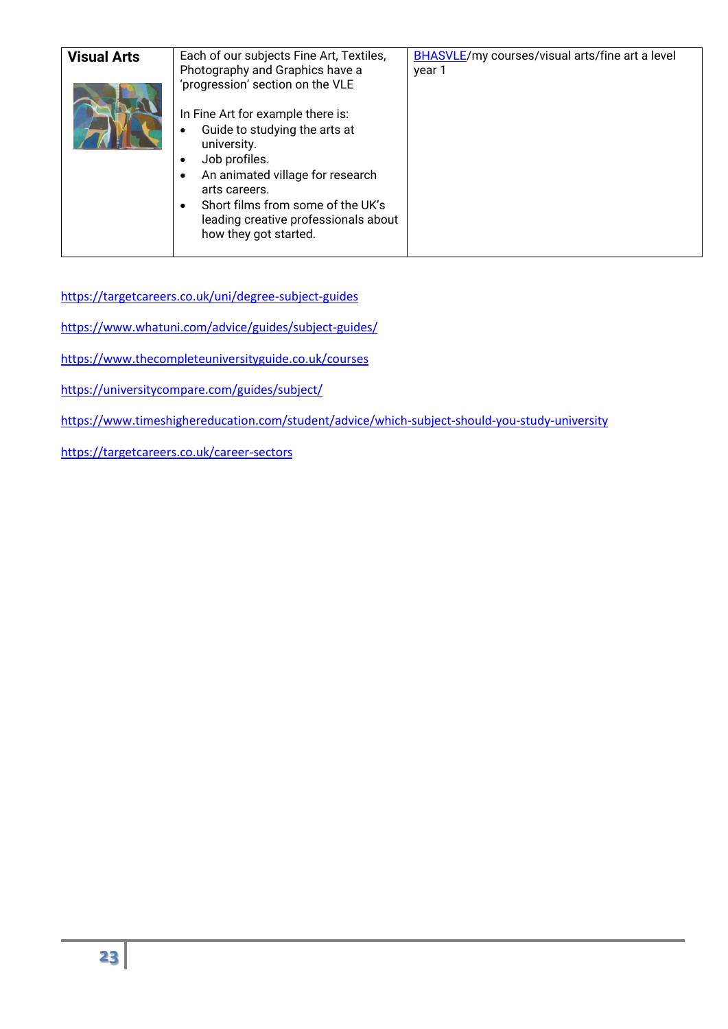| | | |
|---|---|---|
| **Visual Arts** | Each of our subjects Fine Art, Textiles, Photography and Graphics have a 'progression' section on the VLE<br><br>In Fine Art for example there is:<br>• Guide to studying the arts at university.<br>• Job profiles.<br>• An animated village for research arts careers.<br>• Short films from some of the UK's leading creative professionals about how they got started. | BHASVLE/my courses/visual arts/fine art a level year 1 |

https://targetcareers.co.uk/uni/degree-subject-guides

https://www.whatuni.com/advice/guides/subject-guides/

https://www.thecompleteuniversityguide.co.uk/courses

https://universitycompare.com/guides/subject/

https://www.timeshighereducation.com/student/advice/which-subject-should-you-study-university

https://targetcareers.co.uk/career-sectors